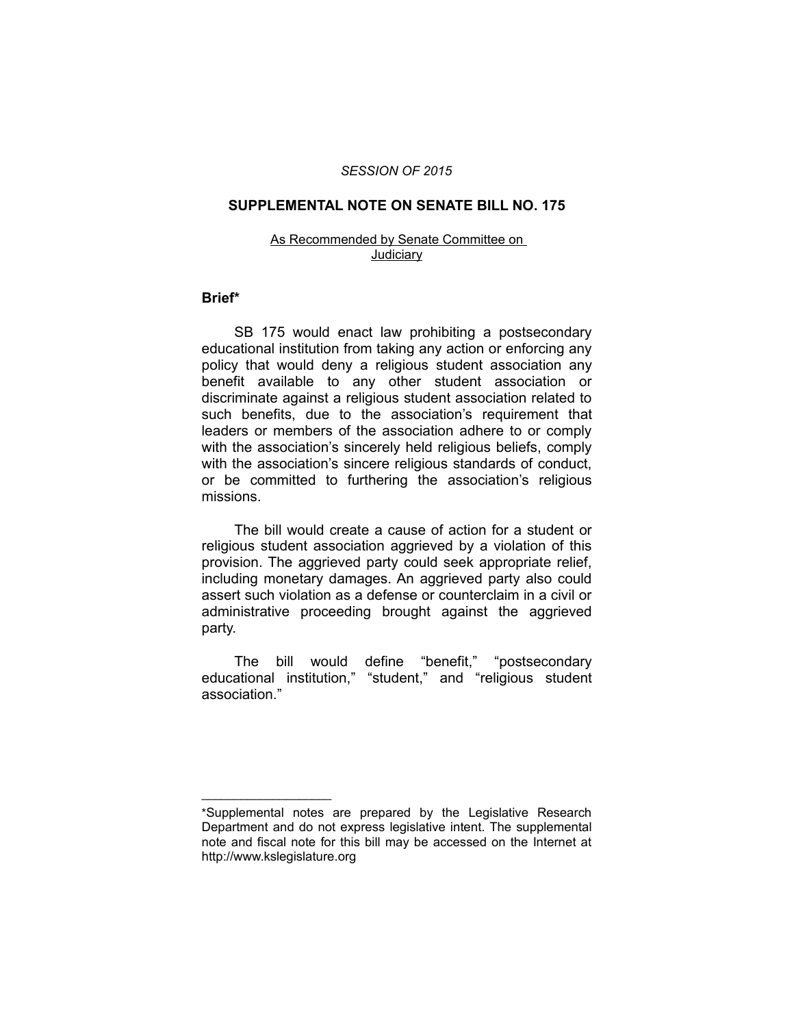*SESSION OF 2015*

**SUPPLEMENTAL NOTE ON SENATE BILL NO. 175**

As Recommended by Senate Committee on Judiciary

**Brief***

SB 175 would enact law prohibiting a postsecondary educational institution from taking any action or enforcing any policy that would deny a religious student association any benefit available to any other student association or discriminate against a religious student association related to such benefits, due to the association's requirement that leaders or members of the association adhere to or comply with the association's sincerely held religious beliefs, comply with the association's sincere religious standards of conduct, or be committed to furthering the association's religious missions.

The bill would create a cause of action for a student or religious student association aggrieved by a violation of this provision. The aggrieved party could seek appropriate relief, including monetary damages. An aggrieved party also could assert such violation as a defense or counterclaim in a civil or administrative proceeding brought against the aggrieved party.

The bill would define "benefit," "postsecondary educational institution," "student," and "religious student association."

---

*Supplemental notes are prepared by the Legislative Research Department and do not express legislative intent. The supplemental note and fiscal note for this bill may be accessed on the Internet at http://www.kslegislature.org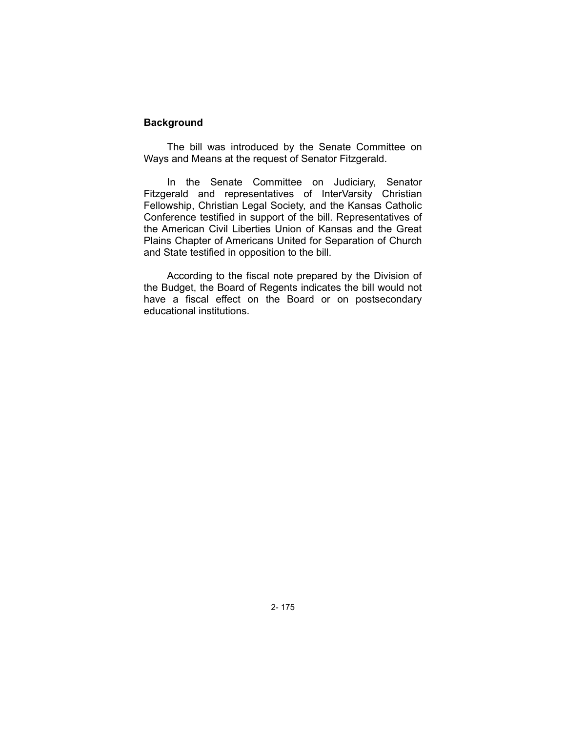## Background

The bill was introduced by the Senate Committee on Ways and Means at the request of Senator Fitzgerald.

In the Senate Committee on Judiciary, Senator Fitzgerald and representatives of InterVarsity Christian Fellowship, Christian Legal Society, and the Kansas Catholic Conference testified in support of the bill. Representatives of the American Civil Liberties Union of Kansas and the Great Plains Chapter of Americans United for Separation of Church and State testified in opposition to the bill.

According to the fiscal note prepared by the Division of the Budget, the Board of Regents indicates the bill would not have a fiscal effect on the Board or on postsecondary educational institutions.